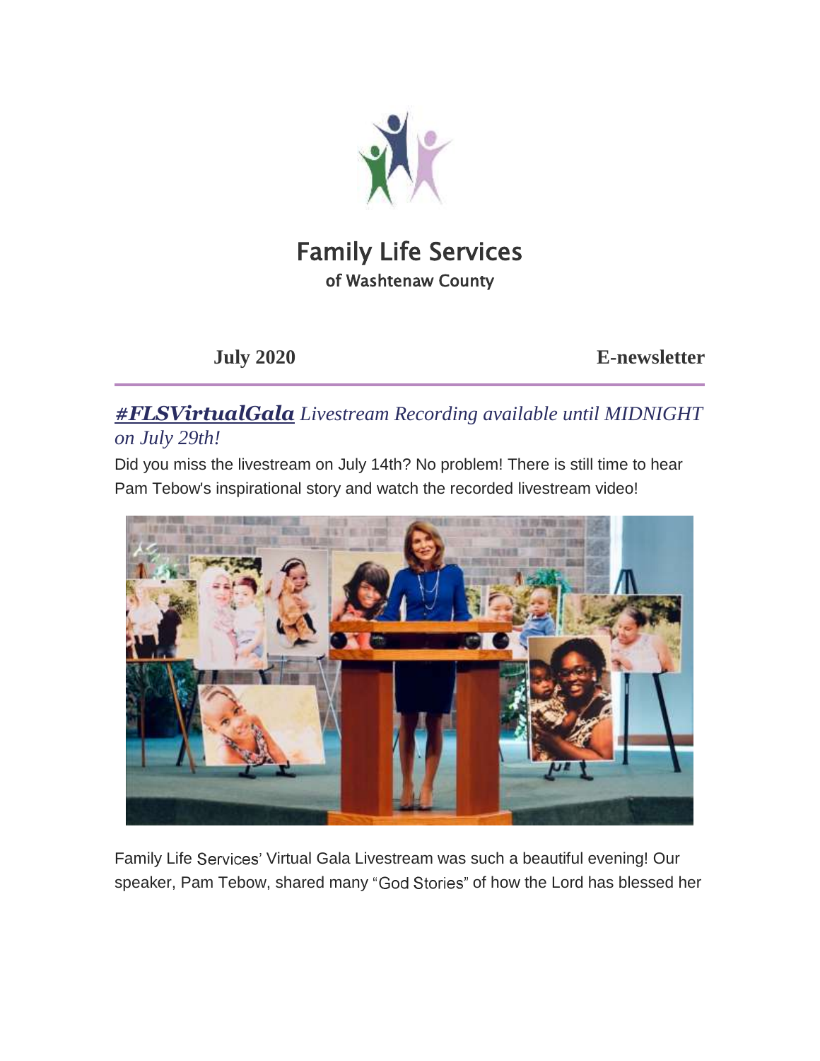# Family Life Services

of Washtenaw County

**July 2020** **E-newsletter**

## ***#FLSVirtualGala*** *Livestream Recording available until MIDNIGHT on July 29th!*

Did you miss the livestream on July 14th? No problem! There is still time to hear Pam Tebow's inspirational story and watch the recorded livestream video!

Family Life Services' Virtual Gala Livestream was such a beautiful evening! Our speaker, Pam Tebow, shared many "God Stories" of how the Lord has blessed her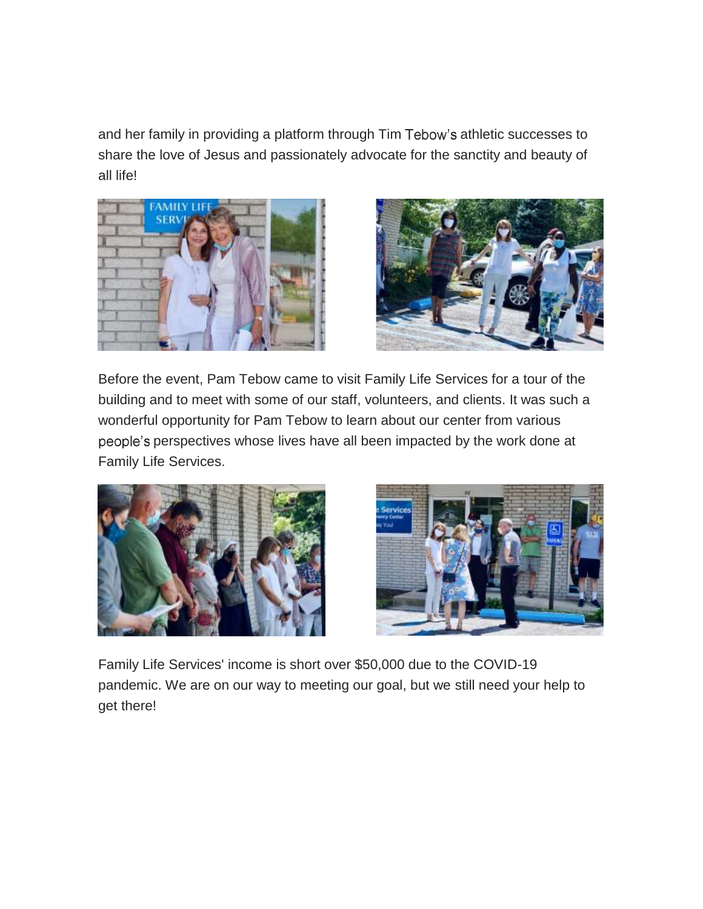and her family in providing a platform through Tim Tebow's athletic successes to share the love of Jesus and passionately advocate for the sanctity and beauty of all life!

Before the event, Pam Tebow came to visit Family Life Services for a tour of the building and to meet with some of our staff, volunteers, and clients. It was such a wonderful opportunity for Pam Tebow to learn about our center from various people's perspectives whose lives have all been impacted by the work done at Family Life Services.

Family Life Services' income is short over $50,000 due to the COVID-19 pandemic. We are on our way to meeting our goal, but we still need your help to get there!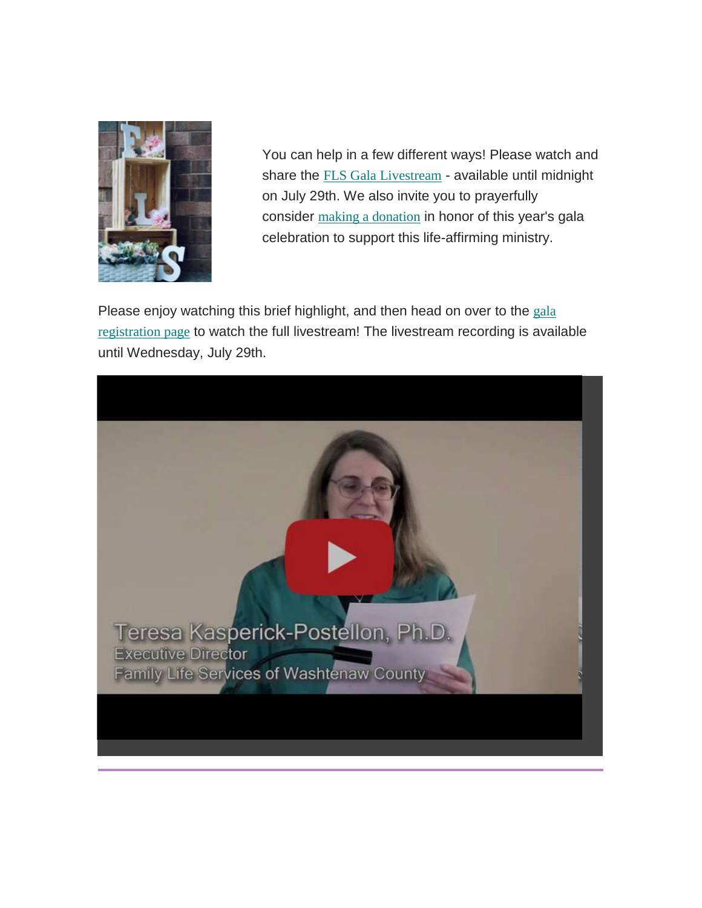You can help in a few different ways! Please watch and share the FLS Gala Livestream - available until midnight on July 29th. We also invite you to prayerfully consider making a donation in honor of this year's gala celebration to support this life-affirming ministry.

Please enjoy watching this brief highlight, and then head on over to the gala registration page to watch the full livestream! The livestream recording is available until Wednesday, July 29th.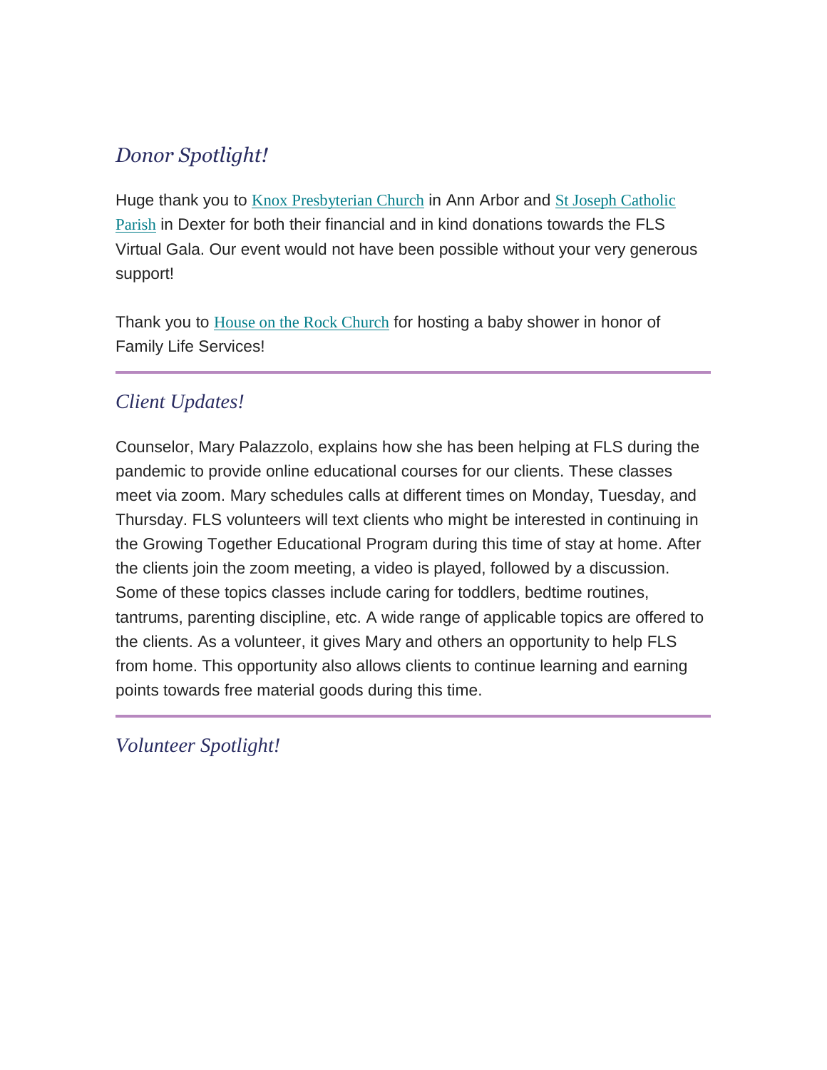## *Donor Spotlight!*

Huge thank you to Knox Presbyterian Church in Ann Arbor and St Joseph Catholic Parish in Dexter for both their financial and in kind donations towards the FLS Virtual Gala. Our event would not have been possible without your very generous support!

Thank you to House on the Rock Church for hosting a baby shower in honor of Family Life Services!

---

## *Client Updates!*

Counselor, Mary Palazzolo, explains how she has been helping at FLS during the pandemic to provide online educational courses for our clients. These classes meet via zoom. Mary schedules calls at different times on Monday, Tuesday, and Thursday. FLS volunteers will text clients who might be interested in continuing in the Growing Together Educational Program during this time of stay at home. After the clients join the zoom meeting, a video is played, followed by a discussion. Some of these topics classes include caring for toddlers, bedtime routines, tantrums, parenting discipline, etc. A wide range of applicable topics are offered to the clients. As a volunteer, it gives Mary and others an opportunity to help FLS from home. This opportunity also allows clients to continue learning and earning points towards free material goods during this time.

---

## *Volunteer Spotlight!*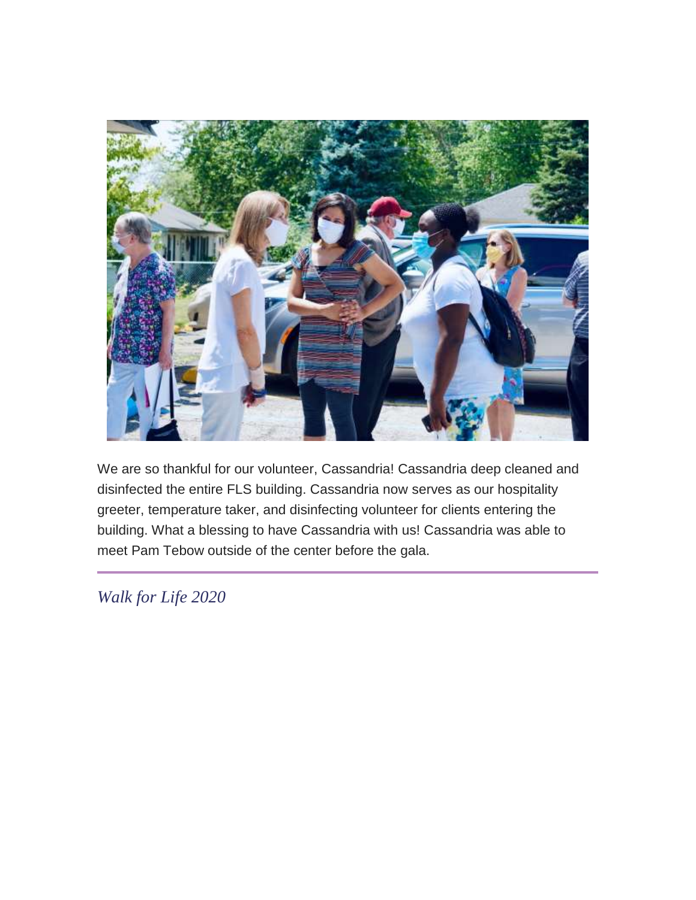We are so thankful for our volunteer, Cassandria! Cassandria deep cleaned and disinfected the entire FLS building. Cassandria now serves as our hospitality greeter, temperature taker, and disinfecting volunteer for clients entering the building. What a blessing to have Cassandria with us! Cassandria was able to meet Pam Tebow outside of the center before the gala.

---

*Walk for Life 2020*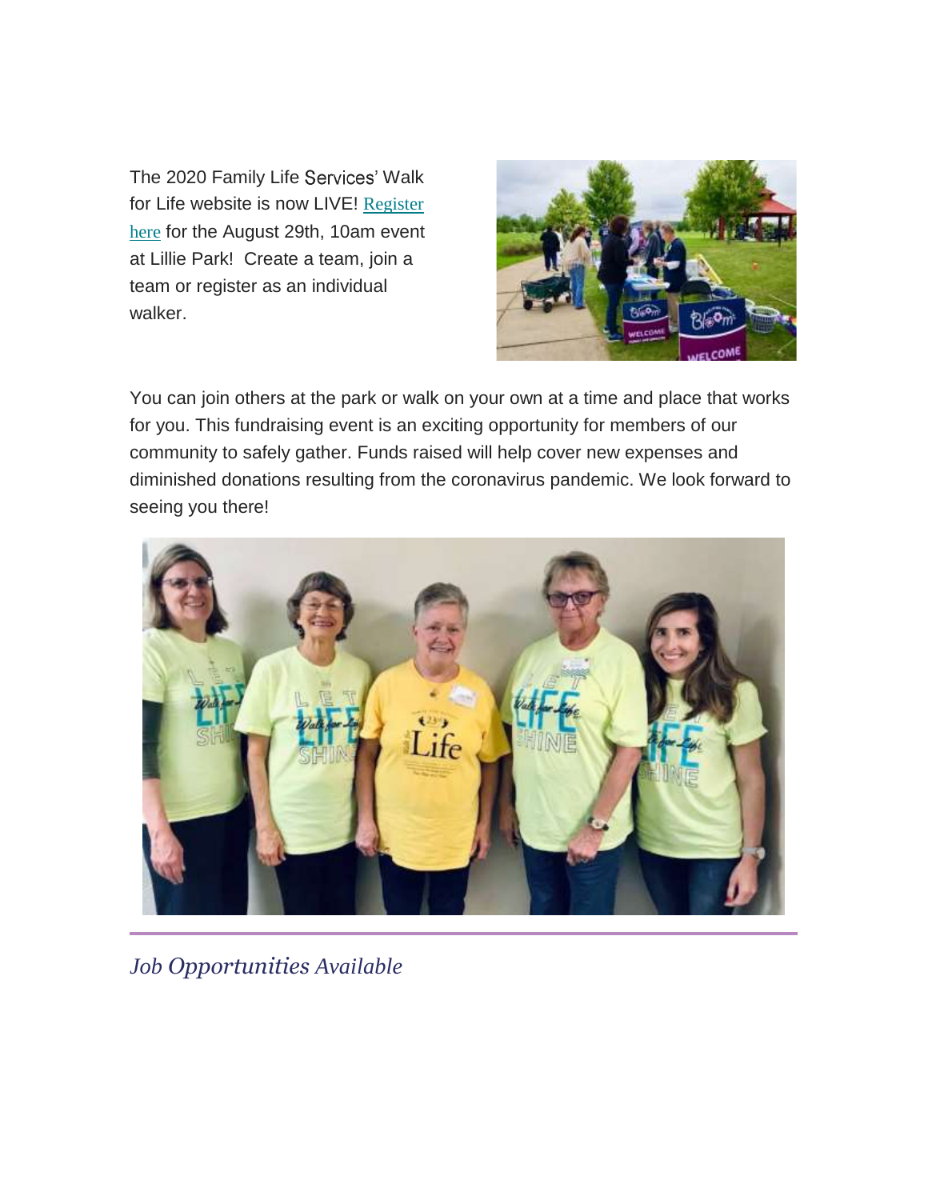The 2020 Family Life Services' Walk for Life website is now LIVE! Register here for the August 29th, 10am event at Lillie Park! Create a team, join a team or register as an individual walker.

You can join others at the park or walk on your own at a time and place that works for you. This fundraising event is an exciting opportunity for members of our community to safely gather. Funds raised will help cover new expenses and diminished donations resulting from the coronavirus pandemic. We look forward to seeing you there!

## *Job Opportunities Available*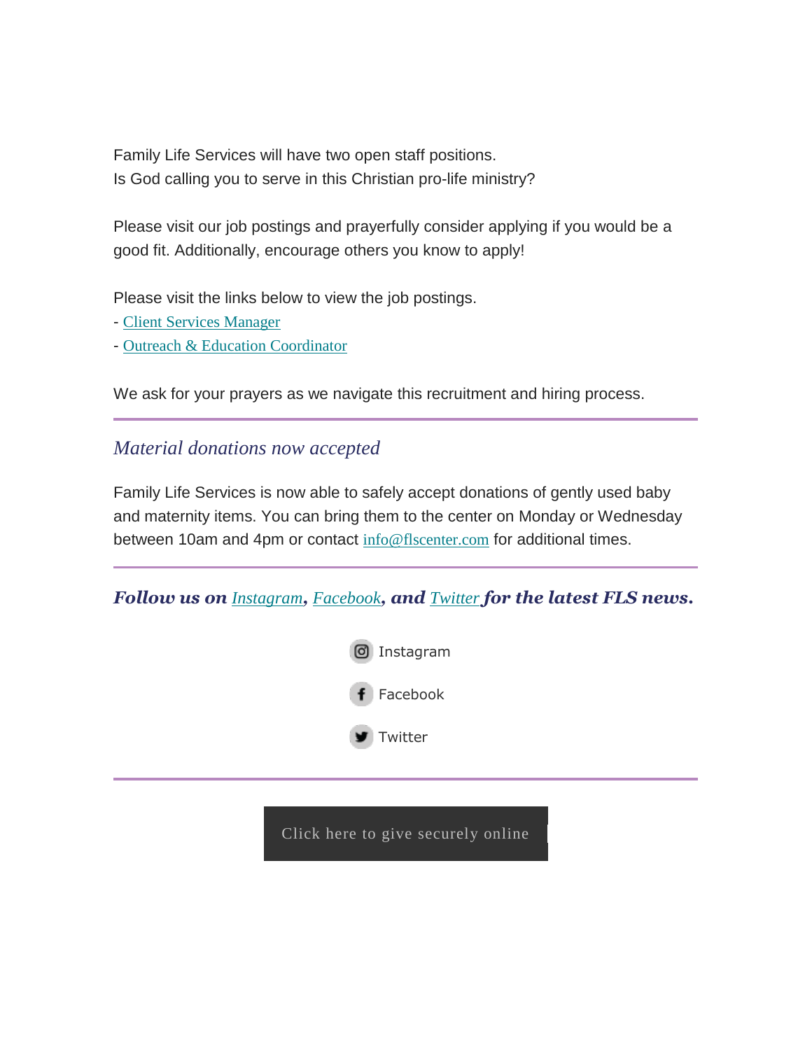Family Life Services will have two open staff positions.
Is God calling you to serve in this Christian pro-life ministry?

Please visit our job postings and prayerfully consider applying if you would be a good fit. Additionally, encourage others you know to apply!

Please visit the links below to view the job postings.
- Client Services Manager
- Outreach & Education Coordinator

We ask for your prayers as we navigate this recruitment and hiring process.

---

## *Material donations now accepted*

Family Life Services is now able to safely accept donations of gently used baby and maternity items. You can bring them to the center on Monday or Wednesday between 10am and 4pm or contact info@flscenter.com for additional times.

---

***Follow us on Instagram, Facebook, and Twitter for the latest FLS news.***

Instagram

Facebook

Twitter

---

Click here to give securely online